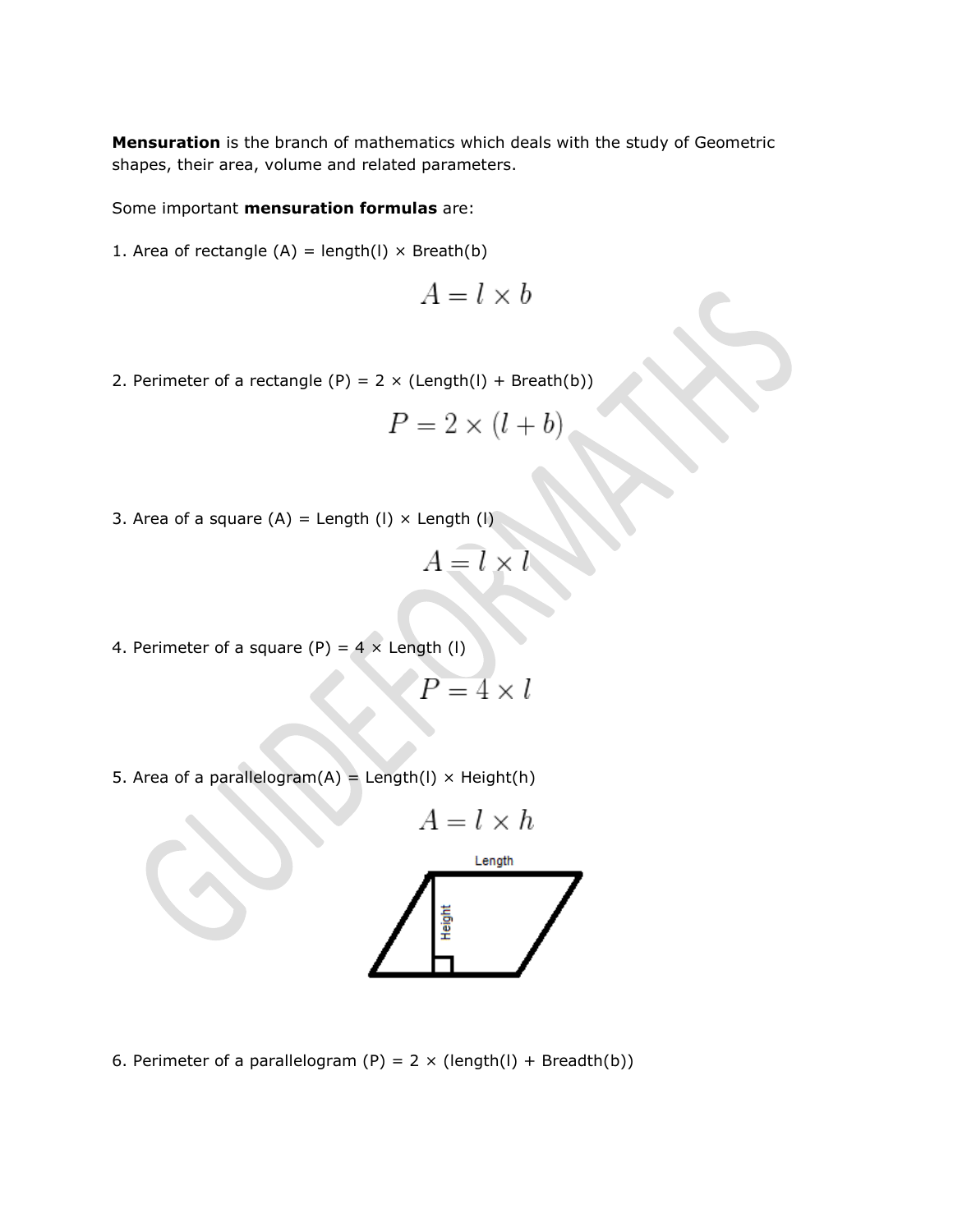**Mensuration** is the branch of mathematics which deals with the study of Geometric shapes, their area, volume and related parameters.

Some important **mensuration formulas** are:

1. Area of rectangle (A) = length(l) × Breath(b)

$$A = l \times b$$

2. Perimeter of a rectangle (P) = 2 × (Length(l) + Breath(b))

$$P = 2 \times (l + b)$$

3. Area of a square (A) = Length (l) × Length (l)

$$A = l \times l$$

4. Perimeter of a square (P) = 4 × Length (l)

$$P = 4 \times l$$

5. Area of a parallelogram(A) = Length(l) × Height(h)

$$A = l \times h$$

Length

Height

6. Perimeter of a parallelogram (P) = 2 × (length(l) + Breadth(b))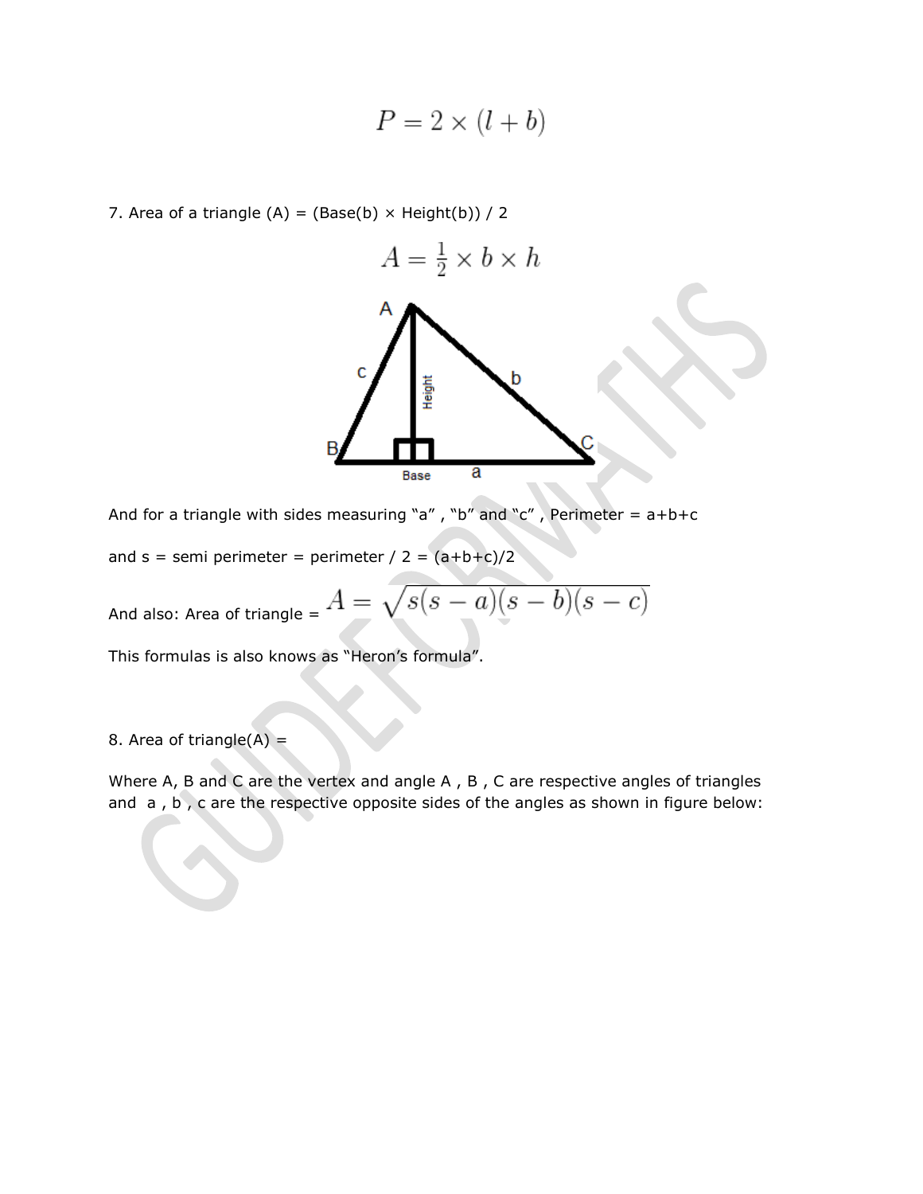$$P = 2 \times (l + b)$$

7. Area of a triangle (A) = (Base(b) × Height(b)) / 2

$$A = \frac{1}{2} \times b \times h$$

And for a triangle with sides measuring “a” , “b” and “c” , Perimeter = a+b+c

and s = semi perimeter = perimeter / 2 = (a+b+c)/2

And also: Area of triangle = $A = \sqrt{s(s-a)(s-b)(s-c)}$

This formulas is also knows as “Heron’s formula”.

8. Area of triangle(A) =

Where A, B and C are the vertex and angle A , B , C are respective angles of triangles and a , b , c are the respective opposite sides of the angles as shown in figure below: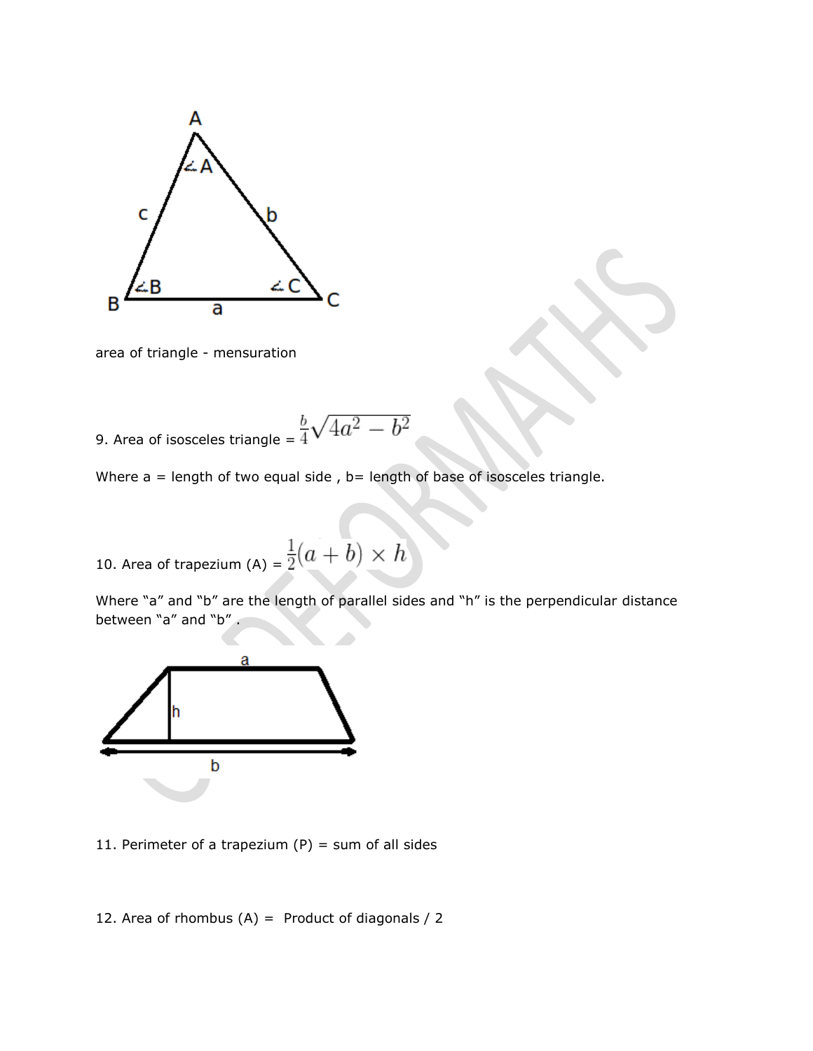area of triangle - mensuration

9. Area of isosceles triangle = $\frac{b}{4}\sqrt{4a^2 - b^2}$

Where a = length of two equal side , b= length of base of isosceles triangle.

10. Area of trapezium (A) = $\frac{1}{2}(a + b) \times h$

Where "a" and "b" are the length of parallel sides and "h" is the perpendicular distance between "a" and "b" .

11. Perimeter of a trapezium (P) = sum of all sides

12. Area of rhombus (A) = Product of diagonals / 2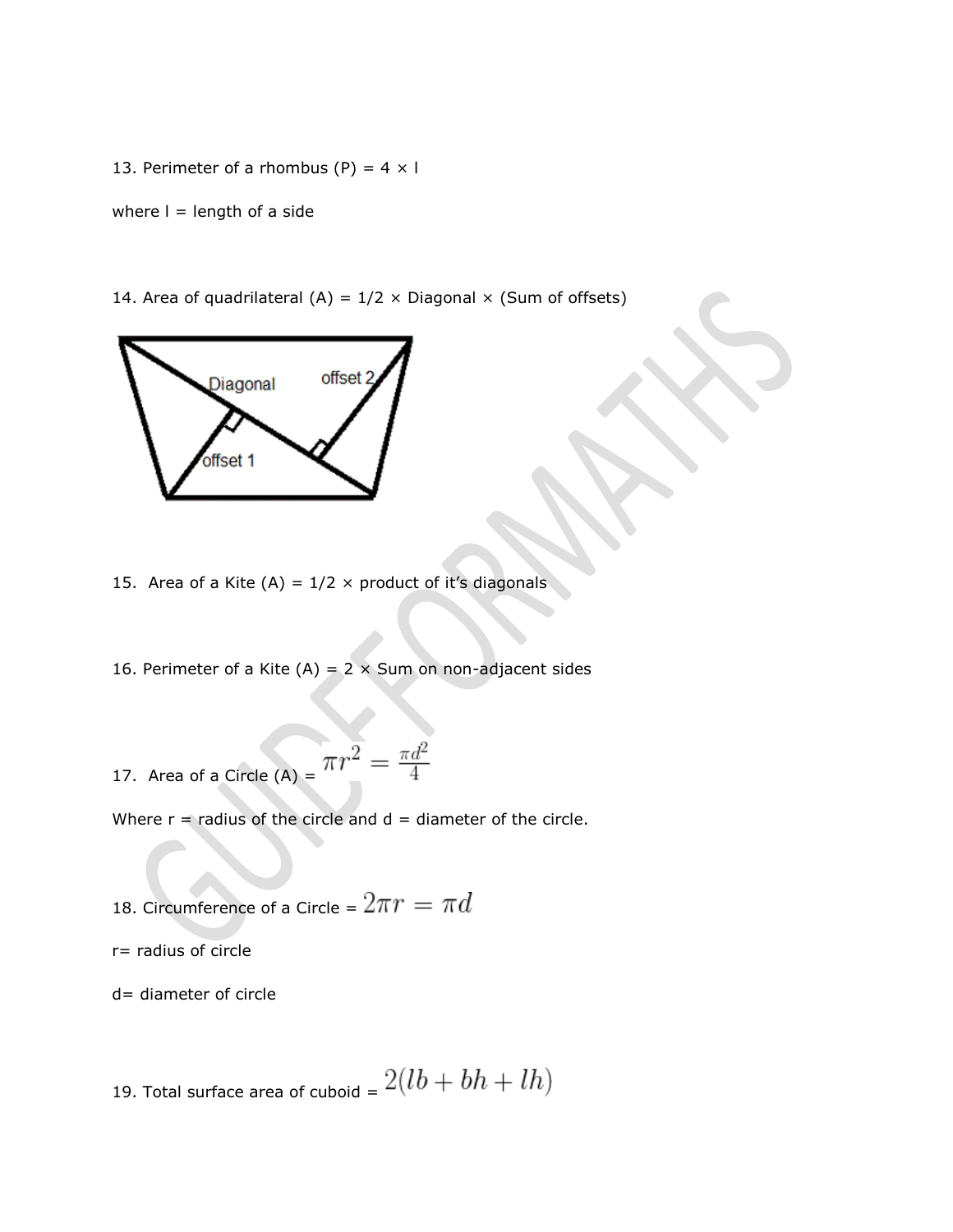13. Perimeter of a rhombus (P) = 4 × l

where l = length of a side

14. Area of quadrilateral (A) = 1/2 × Diagonal × (Sum of offsets)

15. Area of a Kite (A) = 1/2 × product of it's diagonals

16. Perimeter of a Kite (A) = 2 × Sum on non-adjacent sides

17. Area of a Circle (A) = $\pi r^2 = \frac{\pi d^2}{4}$

Where r = radius of the circle and d = diameter of the circle.

18. Circumference of a Circle = $2\pi r = \pi d$

r= radius of circle

d= diameter of circle

19. Total surface area of cuboid = $2(lb + bh + lh)$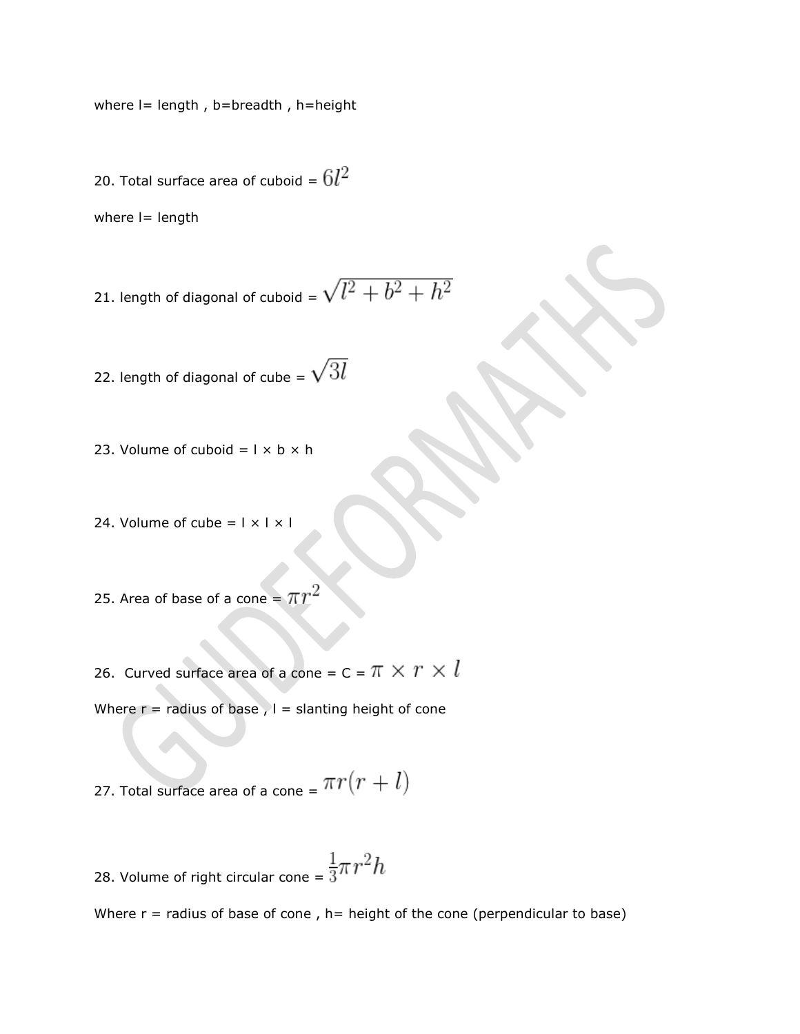where l= length , b=breadth , h=height

20. Total surface area of cuboid = $6l^2$

where l= length

21. length of diagonal of cuboid = $\sqrt{l^2 + b^2 + h^2}$

22. length of diagonal of cube = $\sqrt{3l}$

23. Volume of cuboid = l × b × h

24. Volume of cube = l × l × l

25. Area of base of a cone = $\pi r^2$

26. Curved surface area of a cone = C = $\pi \times r \times l$

Where r = radius of base , l = slanting height of cone

27. Total surface area of a cone = $\pi r(r + l)$

28. Volume of right circular cone = $\frac{1}{3}\pi r^2 h$

Where r = radius of base of cone , h= height of the cone (perpendicular to base)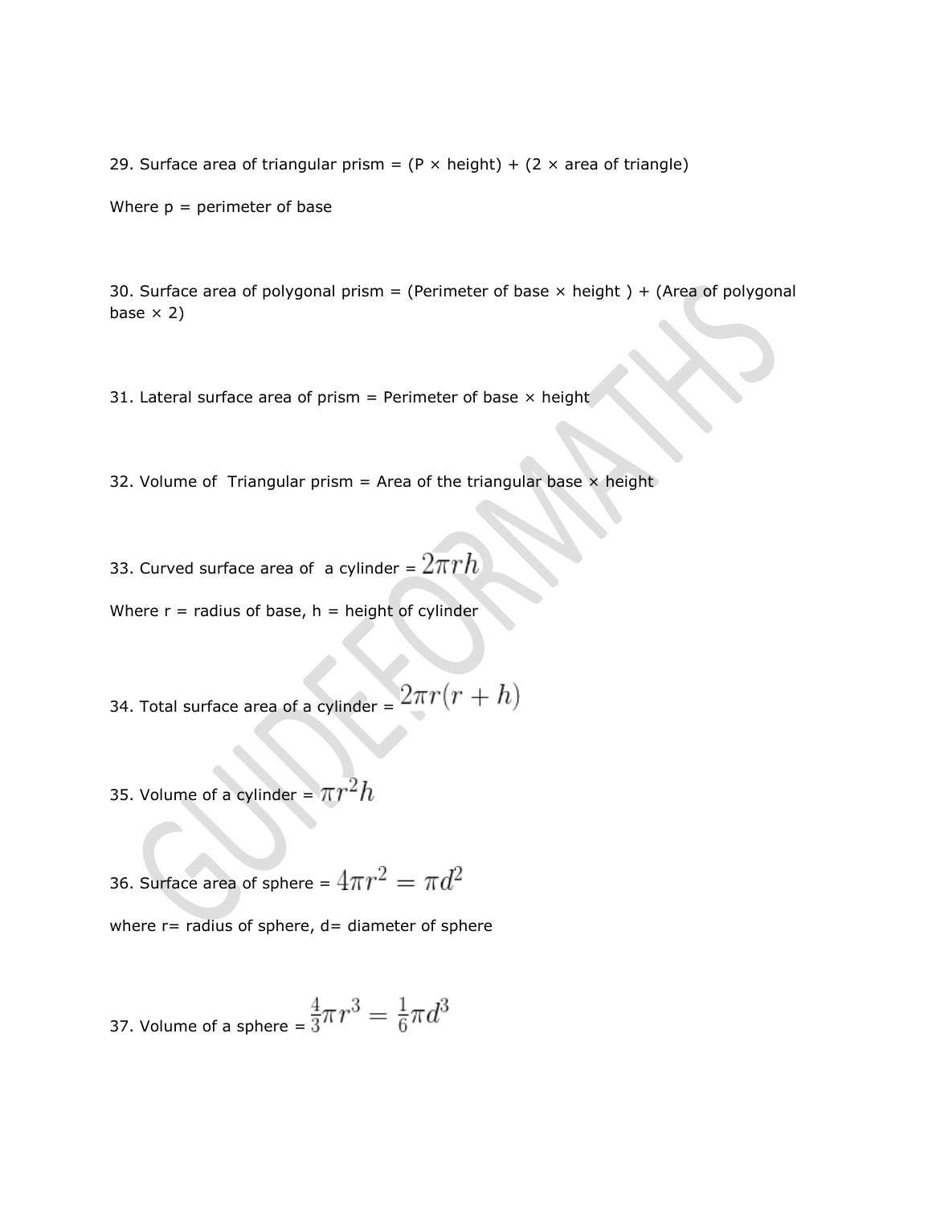29. Surface area of triangular prism = (P × height) + (2 × area of triangle)

Where p = perimeter of base

30. Surface area of polygonal prism = (Perimeter of base × height ) + (Area of polygonal base × 2)

31. Lateral surface area of prism = Perimeter of base × height

32. Volume of Triangular prism = Area of the triangular base × height

33. Curved surface area of a cylinder = $2\pi rh$

Where r = radius of base, h = height of cylinder

34. Total surface area of a cylinder = $2\pi r(r+h)$

35. Volume of a cylinder = $\pi r^2 h$

36. Surface area of sphere = $4\pi r^2 = \pi d^2$

where r= radius of sphere, d= diameter of sphere

37. Volume of a sphere = $\frac{4}{3}\pi r^3 = \frac{1}{6}\pi d^3$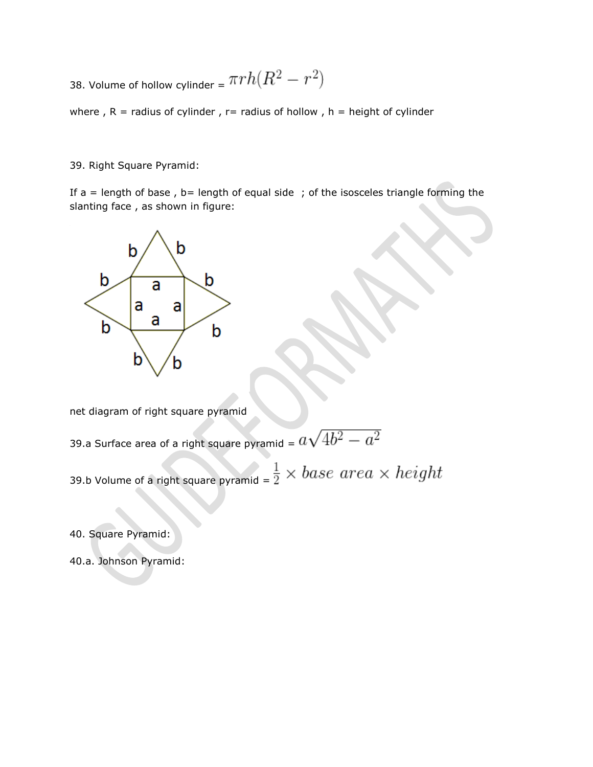38. Volume of hollow cylinder = $\pi rh(R^2 - r^2)$

where , R = radius of cylinder , r= radius of hollow , h = height of cylinder

39. Right Square Pyramid:

If a = length of base , b= length of equal side ; of the isosceles triangle forming the slanting face , as shown in figure:

net diagram of right square pyramid

39.a Surface area of a right square pyramid = $a\sqrt{4b^2 - a^2}$

39.b Volume of a right square pyramid = $\frac{1}{2} \times base\ area \times height$

40. Square Pyramid:

40.a. Johnson Pyramid: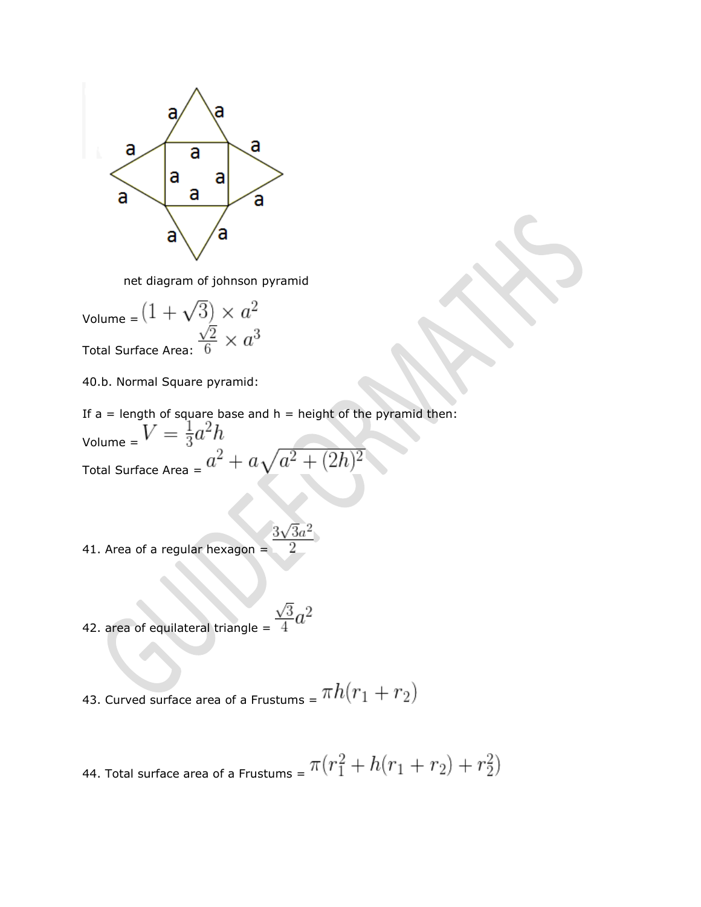net diagram of johnson pyramid

Volume = $(1+\sqrt{3}) \times a^2$

Total Surface Area: $\frac{\sqrt{2}}{6} \times a^3$

40.b. Normal Square pyramid:

If a = length of square base and h = height of the pyramid then:

Volume = $V = \frac{1}{3}a^2h$

Total Surface Area = $a^2 + a\sqrt{a^2 + (2h)^2}$

41. Area of a regular hexagon = $\frac{3\sqrt{3}a^2}{2}$

42. area of equilateral triangle = $\frac{\sqrt{3}}{4}a^2$

43. Curved surface area of a Frustums = $\pi h(r_1 + r_2)$

44. Total surface area of a Frustums = $\pi(r_1^2 + h(r_1 + r_2) + r_2^2)$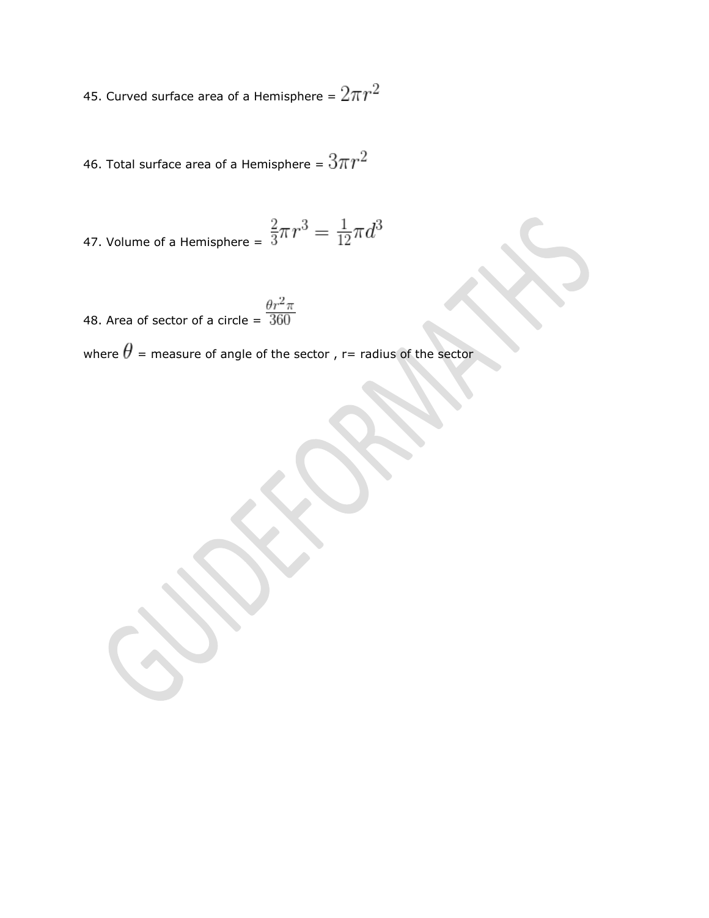45. Curved surface area of a Hemisphere = $2\pi r^2$

46. Total surface area of a Hemisphere = $3\pi r^2$

47. Volume of a Hemisphere = $\frac{2}{3}\pi r^3 = \frac{1}{12}\pi d^3$

48. Area of sector of a circle = $\frac{\theta r^2 \pi}{360}$

where $\theta$ = measure of angle of the sector , r= radius of the sector